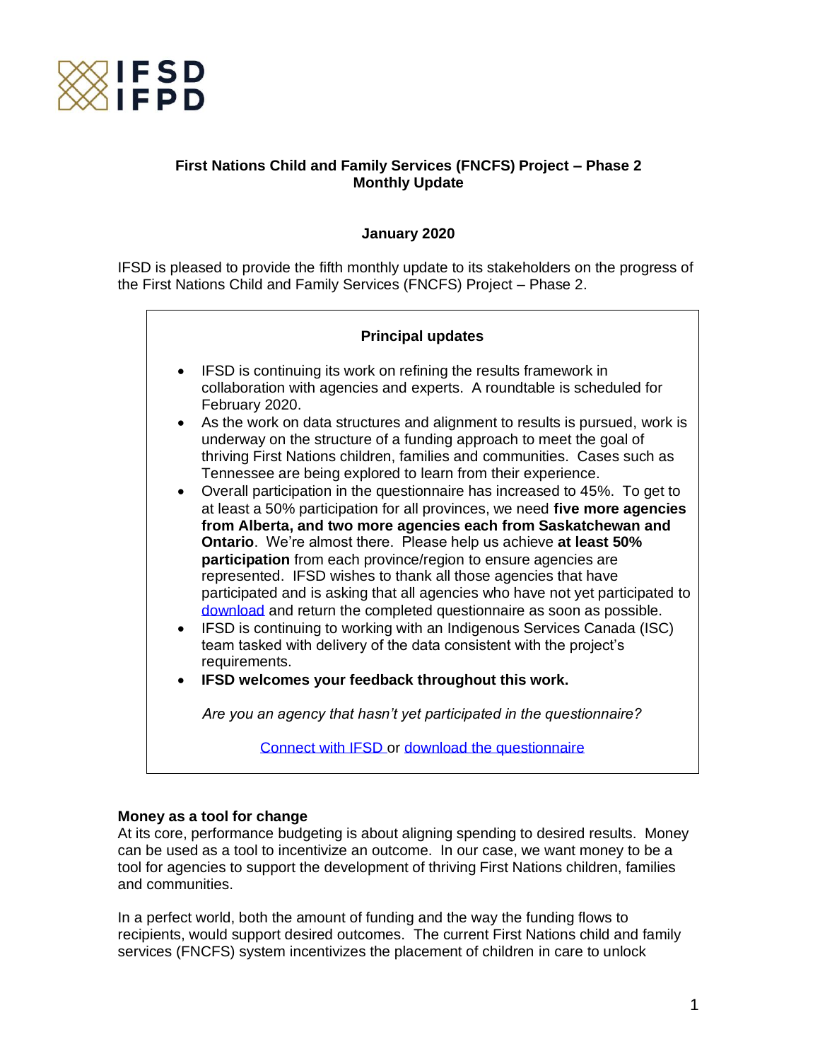IFSD
IFPD

**First Nations Child and Family Services (FNCFS) Project – Phase 2**
**Monthly Update**

**January 2020**

IFSD is pleased to provide the fifth monthly update to its stakeholders on the progress of the First Nations Child and Family Services (FNCFS) Project – Phase 2.

**Principal updates**

- IFSD is continuing its work on refining the results framework in collaboration with agencies and experts. A roundtable is scheduled for February 2020.
- As the work on data structures and alignment to results is pursued, work is underway on the structure of a funding approach to meet the goal of thriving First Nations children, families and communities. Cases such as Tennessee are being explored to learn from their experience.
- Overall participation in the questionnaire has increased to 45%. To get to at least a 50% participation for all provinces, we need **five more agencies from Alberta, and two more agencies each from Saskatchewan and Ontario**. We're almost there. Please help us achieve **at least 50% participation** from each province/region to ensure agencies are represented. IFSD wishes to thank all those agencies that have participated and is asking that all agencies who have not yet participated to download and return the completed questionnaire as soon as possible.
- IFSD is continuing to working with an Indigenous Services Canada (ISC) team tasked with delivery of the data consistent with the project's requirements.
- **IFSD welcomes your feedback throughout this work.**

*Are you an agency that hasn't yet participated in the questionnaire?*

Connect with IFSD or download the questionnaire

**Money as a tool for change**

At its core, performance budgeting is about aligning spending to desired results. Money can be used as a tool to incentivize an outcome. In our case, we want money to be a tool for agencies to support the development of thriving First Nations children, families and communities.

In a perfect world, both the amount of funding and the way the funding flows to recipients, would support desired outcomes. The current First Nations child and family services (FNCFS) system incentivizes the placement of children in care to unlock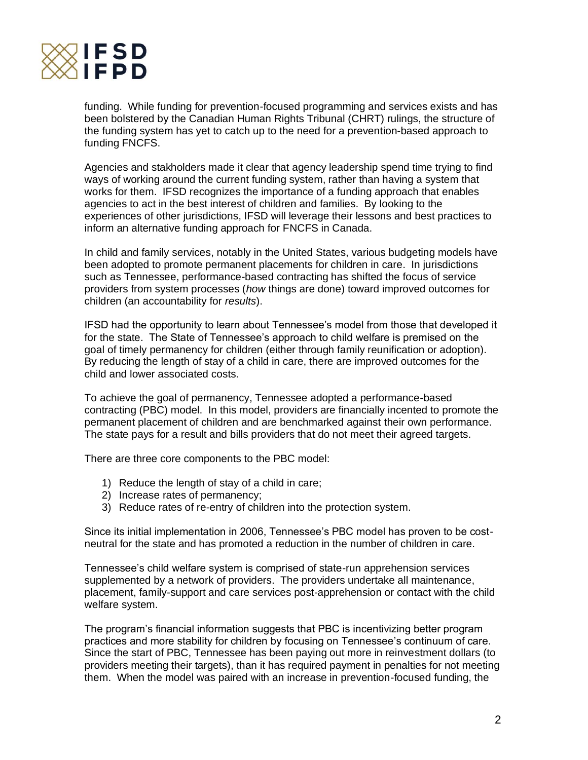funding. While funding for prevention-focused programming and services exists and has been bolstered by the Canadian Human Rights Tribunal (CHRT) rulings, the structure of the funding system has yet to catch up to the need for a prevention-based approach to funding FNCFS.

Agencies and stakholders made it clear that agency leadership spend time trying to find ways of working around the current funding system, rather than having a system that works for them. IFSD recognizes the importance of a funding approach that enables agencies to act in the best interest of children and families. By looking to the experiences of other jurisdictions, IFSD will leverage their lessons and best practices to inform an alternative funding approach for FNCFS in Canada.

In child and family services, notably in the United States, various budgeting models have been adopted to promote permanent placements for children in care. In jurisdictions such as Tennessee, performance-based contracting has shifted the focus of service providers from system processes (*how* things are done) toward improved outcomes for children (an accountability for *results*).

IFSD had the opportunity to learn about Tennessee's model from those that developed it for the state. The State of Tennessee's approach to child welfare is premised on the goal of timely permanency for children (either through family reunification or adoption). By reducing the length of stay of a child in care, there are improved outcomes for the child and lower associated costs.

To achieve the goal of permanency, Tennessee adopted a performance-based contracting (PBC) model. In this model, providers are financially incented to promote the permanent placement of children and are benchmarked against their own performance. The state pays for a result and bills providers that do not meet their agreed targets.

There are three core components to the PBC model:

1) Reduce the length of stay of a child in care;
2) Increase rates of permanency;
3) Reduce rates of re-entry of children into the protection system.

Since its initial implementation in 2006, Tennessee's PBC model has proven to be cost-neutral for the state and has promoted a reduction in the number of children in care.

Tennessee's child welfare system is comprised of state-run apprehension services supplemented by a network of providers. The providers undertake all maintenance, placement, family-support and care services post-apprehension or contact with the child welfare system.

The program's financial information suggests that PBC is incentivizing better program practices and more stability for children by focusing on Tennessee's continuum of care. Since the start of PBC, Tennessee has been paying out more in reinvestment dollars (to providers meeting their targets), than it has required payment in penalties for not meeting them. When the model was paired with an increase in prevention-focused funding, the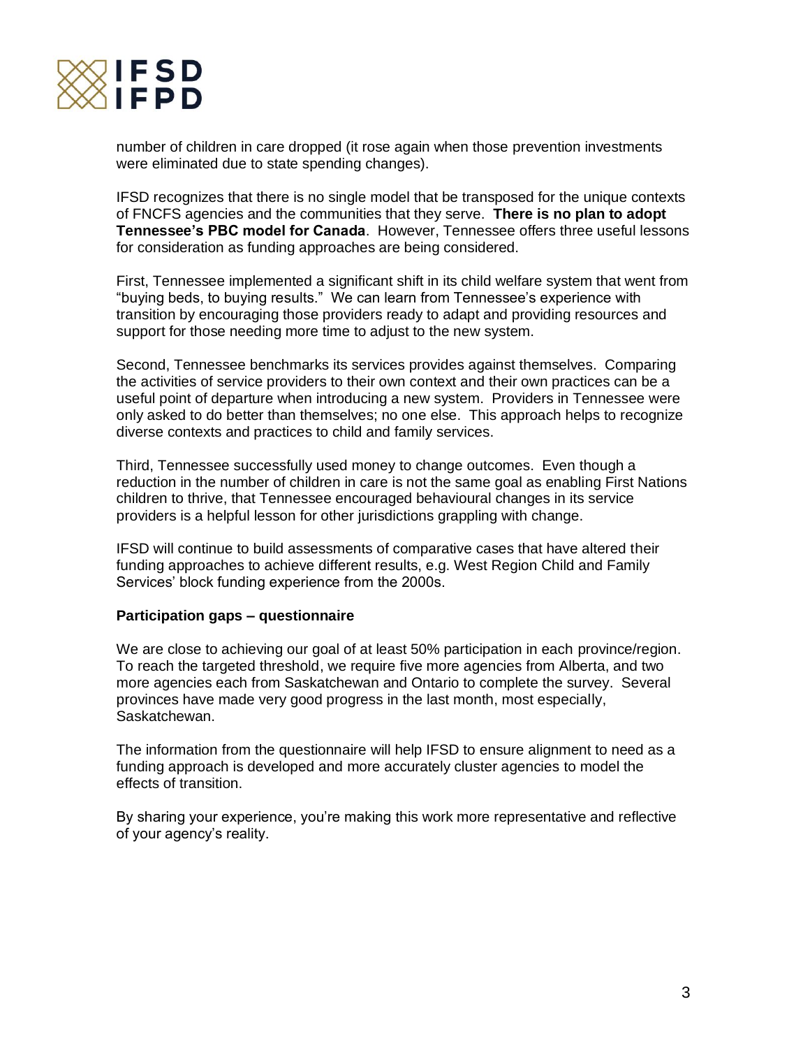number of children in care dropped (it rose again when those prevention investments were eliminated due to state spending changes).

IFSD recognizes that there is no single model that be transposed for the unique contexts of FNCFS agencies and the communities that they serve. **There is no plan to adopt Tennessee's PBC model for Canada**. However, Tennessee offers three useful lessons for consideration as funding approaches are being considered.

First, Tennessee implemented a significant shift in its child welfare system that went from "buying beds, to buying results." We can learn from Tennessee's experience with transition by encouraging those providers ready to adapt and providing resources and support for those needing more time to adjust to the new system.

Second, Tennessee benchmarks its services provides against themselves. Comparing the activities of service providers to their own context and their own practices can be a useful point of departure when introducing a new system. Providers in Tennessee were only asked to do better than themselves; no one else. This approach helps to recognize diverse contexts and practices to child and family services.

Third, Tennessee successfully used money to change outcomes. Even though a reduction in the number of children in care is not the same goal as enabling First Nations children to thrive, that Tennessee encouraged behavioural changes in its service providers is a helpful lesson for other jurisdictions grappling with change.

IFSD will continue to build assessments of comparative cases that have altered their funding approaches to achieve different results, e.g. West Region Child and Family Services' block funding experience from the 2000s.

**Participation gaps – questionnaire**

We are close to achieving our goal of at least 50% participation in each province/region. To reach the targeted threshold, we require five more agencies from Alberta, and two more agencies each from Saskatchewan and Ontario to complete the survey. Several provinces have made very good progress in the last month, most especially, Saskatchewan.

The information from the questionnaire will help IFSD to ensure alignment to need as a funding approach is developed and more accurately cluster agencies to model the effects of transition.

By sharing your experience, you're making this work more representative and reflective of your agency's reality.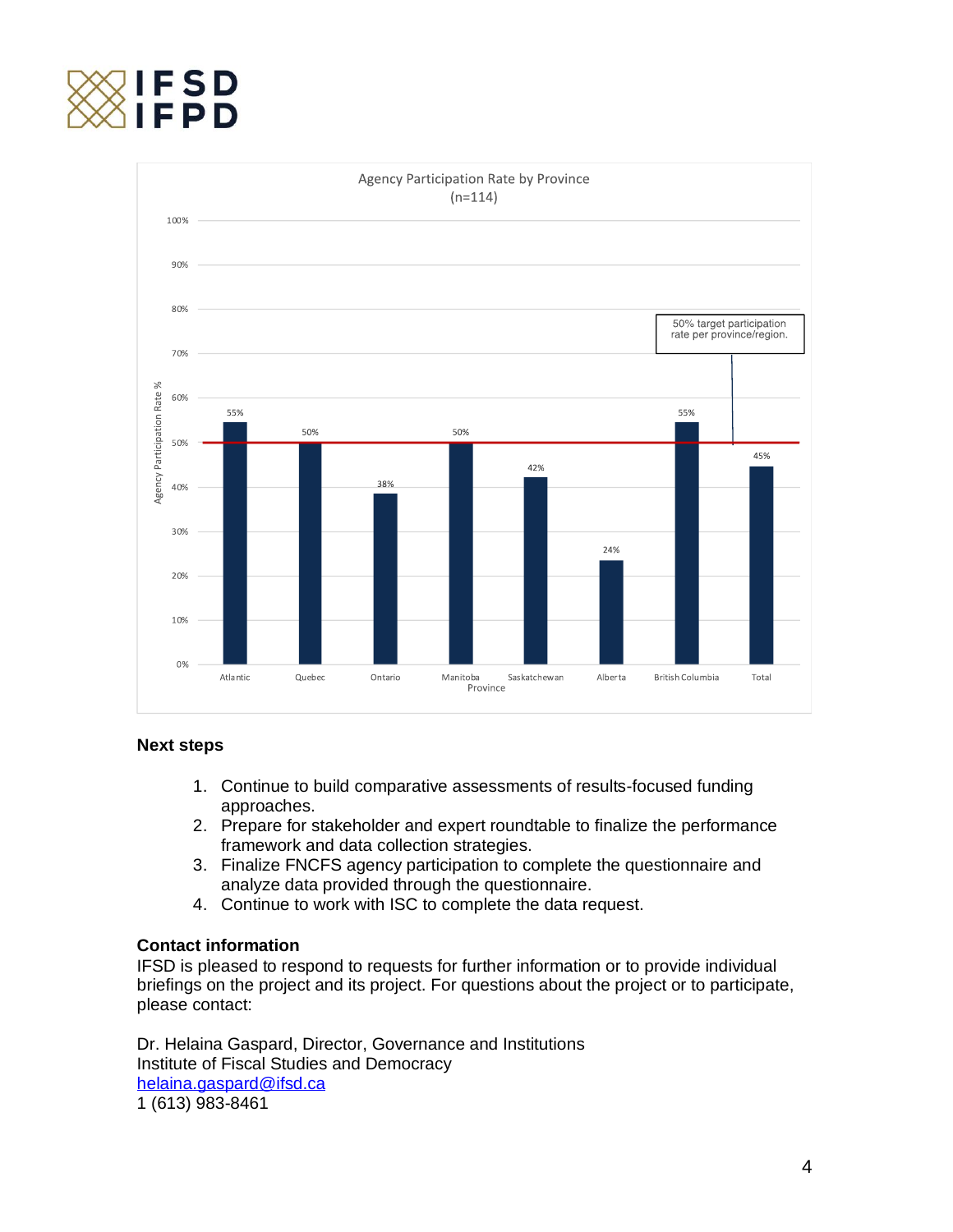Agency Participation Rate by Province
(n=114)

Agency Participation Rate %

100%
90%
80%
70%
60%
50%
40%
30%
20%
10%
0%

50% target participation rate per province/region.

55%
50%
38%
50%
42%
24%
55%
45%

Atlantic
Quebec
Ontario
Manitoba
Saskatchewan
Alberta
British Columbia
Total

Province

**Next steps**

1. Continue to build comparative assessments of results-focused funding approaches.
2. Prepare for stakeholder and expert roundtable to finalize the performance framework and data collection strategies.
3. Finalize FNCFS agency participation to complete the questionnaire and analyze data provided through the questionnaire.
4. Continue to work with ISC to complete the data request.

**Contact information**

IFSD is pleased to respond to requests for further information or to provide individual briefings on the project and its project. For questions about the project or to participate, please contact:

Dr. Helaina Gaspard, Director, Governance and Institutions
Institute of Fiscal Studies and Democracy
helaina.gaspard@ifsd.ca
1 (613) 983-8461